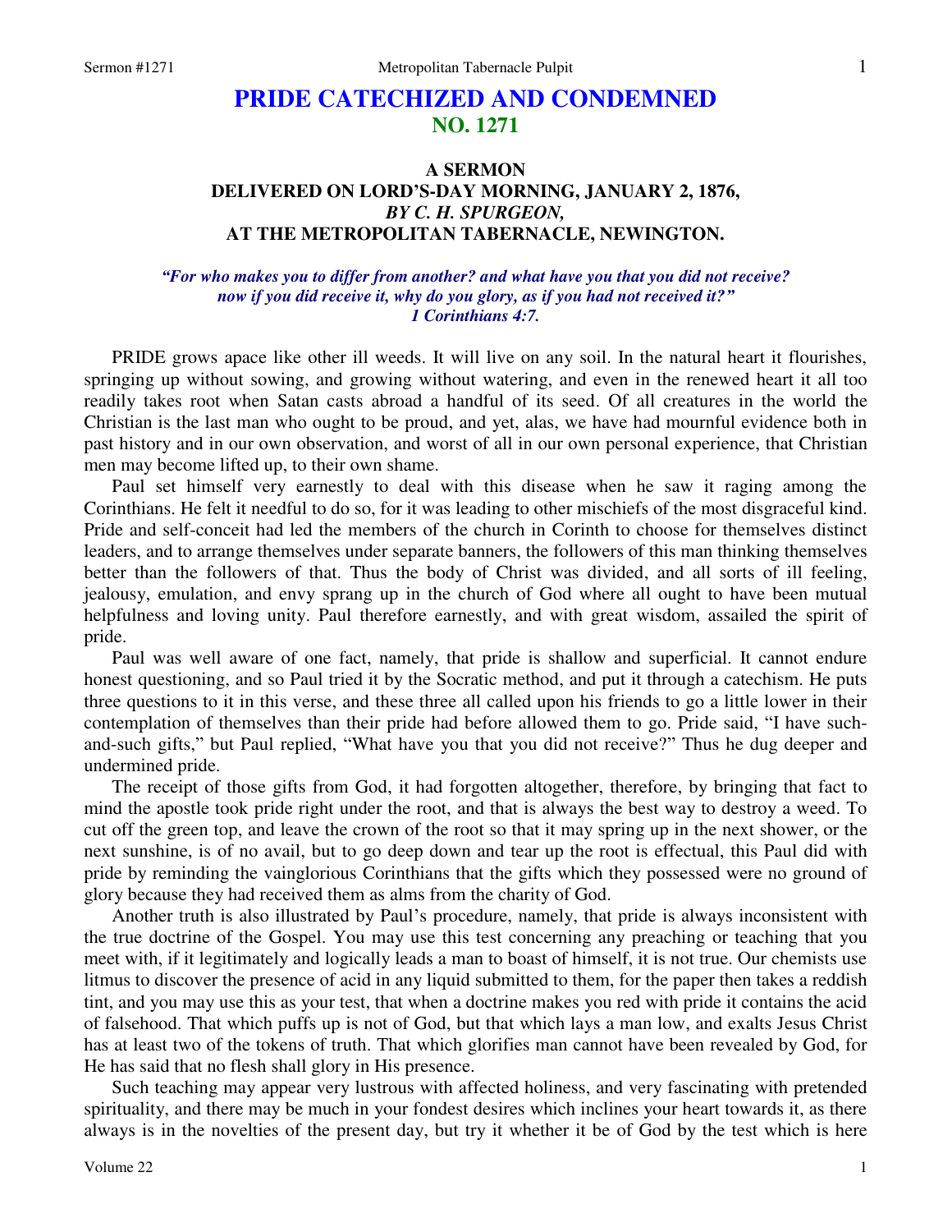# PRIDE CATECHIZED AND CONDEMNED
## NO. 1271

### A SERMON
### DELIVERED ON LORD'S-DAY MORNING, JANUARY 2, 1876,
### *BY C. H. SPURGEON,*
### AT THE METROPOLITAN TABERNACLE, NEWINGTON.

***"For who makes you to differ from another? and what have you that you did not receive? now if you did receive it, why do you glory, as if you had not received it?" 1 Corinthians 4:7.***

PRIDE grows apace like other ill weeds. It will live on any soil. In the natural heart it flourishes, springing up without sowing, and growing without watering, and even in the renewed heart it all too readily takes root when Satan casts abroad a handful of its seed. Of all creatures in the world the Christian is the last man who ought to be proud, and yet, alas, we have had mournful evidence both in past history and in our own observation, and worst of all in our own personal experience, that Christian men may become lifted up, to their own shame.

Paul set himself very earnestly to deal with this disease when he saw it raging among the Corinthians. He felt it needful to do so, for it was leading to other mischiefs of the most disgraceful kind. Pride and self-conceit had led the members of the church in Corinth to choose for themselves distinct leaders, and to arrange themselves under separate banners, the followers of this man thinking themselves better than the followers of that. Thus the body of Christ was divided, and all sorts of ill feeling, jealousy, emulation, and envy sprang up in the church of God where all ought to have been mutual helpfulness and loving unity. Paul therefore earnestly, and with great wisdom, assailed the spirit of pride.

Paul was well aware of one fact, namely, that pride is shallow and superficial. It cannot endure honest questioning, and so Paul tried it by the Socratic method, and put it through a catechism. He puts three questions to it in this verse, and these three all called upon his friends to go a little lower in their contemplation of themselves than their pride had before allowed them to go. Pride said, "I have such-and-such gifts," but Paul replied, "What have you that you did not receive?" Thus he dug deeper and undermined pride.

The receipt of those gifts from God, it had forgotten altogether, therefore, by bringing that fact to mind the apostle took pride right under the root, and that is always the best way to destroy a weed. To cut off the green top, and leave the crown of the root so that it may spring up in the next shower, or the next sunshine, is of no avail, but to go deep down and tear up the root is effectual, this Paul did with pride by reminding the vainglorious Corinthians that the gifts which they possessed were no ground of glory because they had received them as alms from the charity of God.

Another truth is also illustrated by Paul's procedure, namely, that pride is always inconsistent with the true doctrine of the Gospel. You may use this test concerning any preaching or teaching that you meet with, if it legitimately and logically leads a man to boast of himself, it is not true. Our chemists use litmus to discover the presence of acid in any liquid submitted to them, for the paper then takes a reddish tint, and you may use this as your test, that when a doctrine makes you red with pride it contains the acid of falsehood. That which puffs up is not of God, but that which lays a man low, and exalts Jesus Christ has at least two of the tokens of truth. That which glorifies man cannot have been revealed by God, for He has said that no flesh shall glory in His presence.

Such teaching may appear very lustrous with affected holiness, and very fascinating with pretended spirituality, and there may be much in your fondest desires which inclines your heart towards it, as there always is in the novelties of the present day, but try it whether it be of God by the test which is here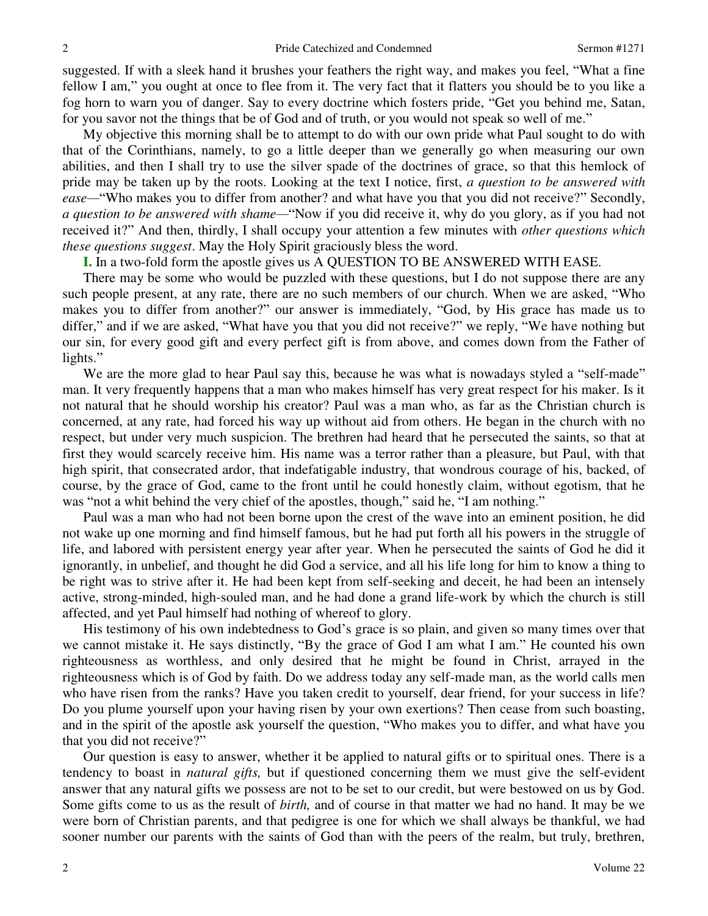suggested. If with a sleek hand it brushes your feathers the right way, and makes you feel, "What a fine fellow I am," you ought at once to flee from it. The very fact that it flatters you should be to you like a fog horn to warn you of danger. Say to every doctrine which fosters pride, "Get you behind me, Satan, for you savor not the things that be of God and of truth, or you would not speak so well of me."

My objective this morning shall be to attempt to do with our own pride what Paul sought to do with that of the Corinthians, namely, to go a little deeper than we generally go when measuring our own abilities, and then I shall try to use the silver spade of the doctrines of grace, so that this hemlock of pride may be taken up by the roots. Looking at the text I notice, first, *a question to be answered with ease*—"Who makes you to differ from another? and what have you that you did not receive?" Secondly, *a question to be answered with shame*—"Now if you did receive it, why do you glory, as if you had not received it?" And then, thirdly, I shall occupy your attention a few minutes with *other questions which these questions suggest*. May the Holy Spirit graciously bless the word.

**I.** In a two-fold form the apostle gives us A QUESTION TO BE ANSWERED WITH EASE.

There may be some who would be puzzled with these questions, but I do not suppose there are any such people present, at any rate, there are no such members of our church. When we are asked, "Who makes you to differ from another?" our answer is immediately, "God, by His grace has made us to differ," and if we are asked, "What have you that you did not receive?" we reply, "We have nothing but our sin, for every good gift and every perfect gift is from above, and comes down from the Father of lights."

We are the more glad to hear Paul say this, because he was what is nowadays styled a "self-made" man. It very frequently happens that a man who makes himself has very great respect for his maker. Is it not natural that he should worship his creator? Paul was a man who, as far as the Christian church is concerned, at any rate, had forced his way up without aid from others. He began in the church with no respect, but under very much suspicion. The brethren had heard that he persecuted the saints, so that at first they would scarcely receive him. His name was a terror rather than a pleasure, but Paul, with that high spirit, that consecrated ardor, that indefatigable industry, that wondrous courage of his, backed, of course, by the grace of God, came to the front until he could honestly claim, without egotism, that he was "not a whit behind the very chief of the apostles, though," said he, "I am nothing."

Paul was a man who had not been borne upon the crest of the wave into an eminent position, he did not wake up one morning and find himself famous, but he had put forth all his powers in the struggle of life, and labored with persistent energy year after year. When he persecuted the saints of God he did it ignorantly, in unbelief, and thought he did God a service, and all his life long for him to know a thing to be right was to strive after it. He had been kept from self-seeking and deceit, he had been an intensely active, strong-minded, high-souled man, and he had done a grand life-work by which the church is still affected, and yet Paul himself had nothing of whereof to glory.

His testimony of his own indebtedness to God's grace is so plain, and given so many times over that we cannot mistake it. He says distinctly, "By the grace of God I am what I am." He counted his own righteousness as worthless, and only desired that he might be found in Christ, arrayed in the righteousness which is of God by faith. Do we address today any self-made man, as the world calls men who have risen from the ranks? Have you taken credit to yourself, dear friend, for your success in life? Do you plume yourself upon your having risen by your own exertions? Then cease from such boasting, and in the spirit of the apostle ask yourself the question, "Who makes you to differ, and what have you that you did not receive?"

Our question is easy to answer, whether it be applied to natural gifts or to spiritual ones. There is a tendency to boast in *natural gifts,* but if questioned concerning them we must give the self-evident answer that any natural gifts we possess are not to be set to our credit, but were bestowed on us by God. Some gifts come to us as the result of *birth,* and of course in that matter we had no hand. It may be we were born of Christian parents, and that pedigree is one for which we shall always be thankful, we had sooner number our parents with the saints of God than with the peers of the realm, but truly, brethren,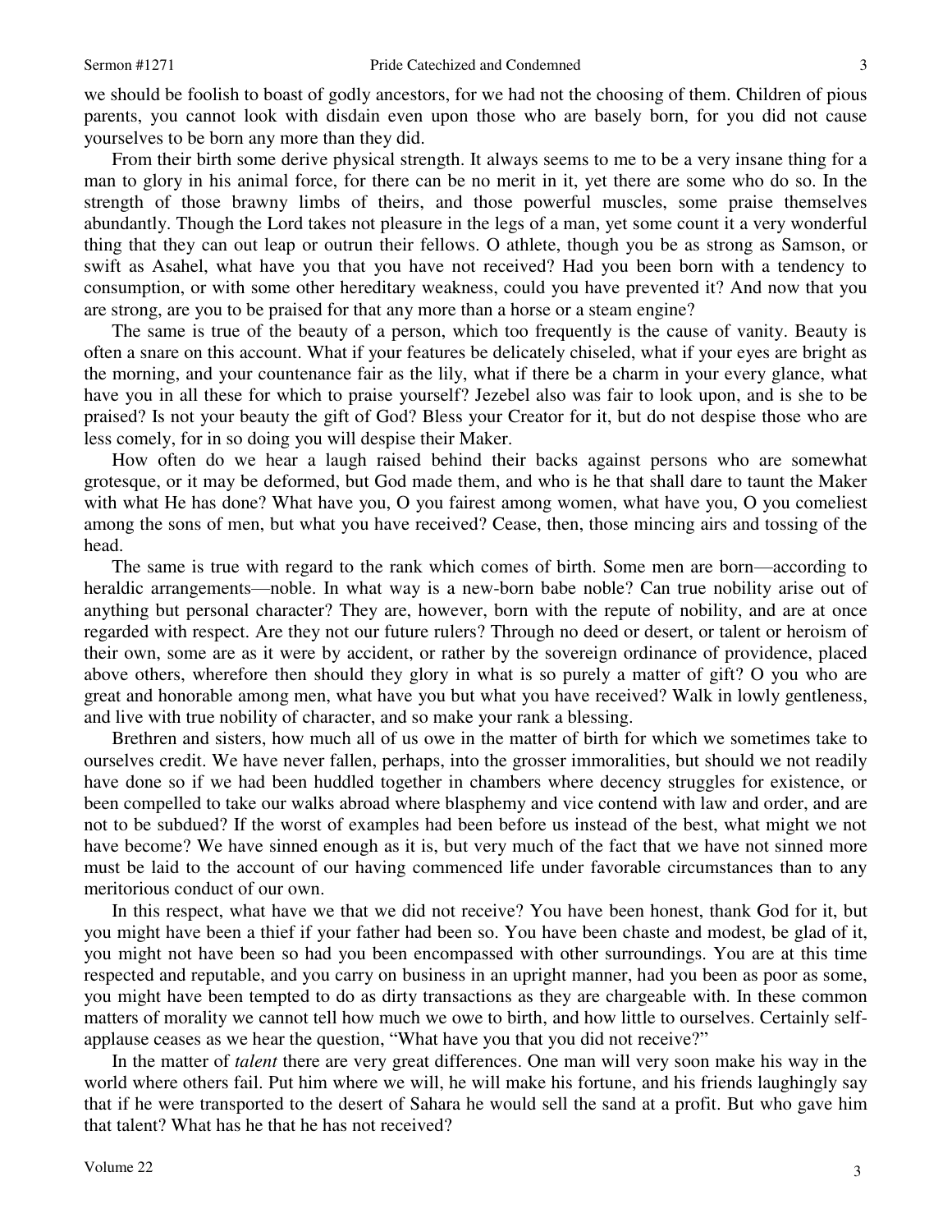we should be foolish to boast of godly ancestors, for we had not the choosing of them. Children of pious parents, you cannot look with disdain even upon those who are basely born, for you did not cause yourselves to be born any more than they did.

From their birth some derive physical strength. It always seems to me to be a very insane thing for a man to glory in his animal force, for there can be no merit in it, yet there are some who do so. In the strength of those brawny limbs of theirs, and those powerful muscles, some praise themselves abundantly. Though the Lord takes not pleasure in the legs of a man, yet some count it a very wonderful thing that they can out leap or outrun their fellows. O athlete, though you be as strong as Samson, or swift as Asahel, what have you that you have not received? Had you been born with a tendency to consumption, or with some other hereditary weakness, could you have prevented it? And now that you are strong, are you to be praised for that any more than a horse or a steam engine?

The same is true of the beauty of a person, which too frequently is the cause of vanity. Beauty is often a snare on this account. What if your features be delicately chiseled, what if your eyes are bright as the morning, and your countenance fair as the lily, what if there be a charm in your every glance, what have you in all these for which to praise yourself? Jezebel also was fair to look upon, and is she to be praised? Is not your beauty the gift of God? Bless your Creator for it, but do not despise those who are less comely, for in so doing you will despise their Maker.

How often do we hear a laugh raised behind their backs against persons who are somewhat grotesque, or it may be deformed, but God made them, and who is he that shall dare to taunt the Maker with what He has done? What have you, O you fairest among women, what have you, O you comeliest among the sons of men, but what you have received? Cease, then, those mincing airs and tossing of the head.

The same is true with regard to the rank which comes of birth. Some men are born—according to heraldic arrangements—noble. In what way is a new-born babe noble? Can true nobility arise out of anything but personal character? They are, however, born with the repute of nobility, and are at once regarded with respect. Are they not our future rulers? Through no deed or desert, or talent or heroism of their own, some are as it were by accident, or rather by the sovereign ordinance of providence, placed above others, wherefore then should they glory in what is so purely a matter of gift? O you who are great and honorable among men, what have you but what you have received? Walk in lowly gentleness, and live with true nobility of character, and so make your rank a blessing.

Brethren and sisters, how much all of us owe in the matter of birth for which we sometimes take to ourselves credit. We have never fallen, perhaps, into the grosser immoralities, but should we not readily have done so if we had been huddled together in chambers where decency struggles for existence, or been compelled to take our walks abroad where blasphemy and vice contend with law and order, and are not to be subdued? If the worst of examples had been before us instead of the best, what might we not have become? We have sinned enough as it is, but very much of the fact that we have not sinned more must be laid to the account of our having commenced life under favorable circumstances than to any meritorious conduct of our own.

In this respect, what have we that we did not receive? You have been honest, thank God for it, but you might have been a thief if your father had been so. You have been chaste and modest, be glad of it, you might not have been so had you been encompassed with other surroundings. You are at this time respected and reputable, and you carry on business in an upright manner, had you been as poor as some, you might have been tempted to do as dirty transactions as they are chargeable with. In these common matters of morality we cannot tell how much we owe to birth, and how little to ourselves. Certainly self-applause ceases as we hear the question, "What have you that you did not receive?"

In the matter of *talent* there are very great differences. One man will very soon make his way in the world where others fail. Put him where we will, he will make his fortune, and his friends laughingly say that if he were transported to the desert of Sahara he would sell the sand at a profit. But who gave him that talent? What has he that he has not received?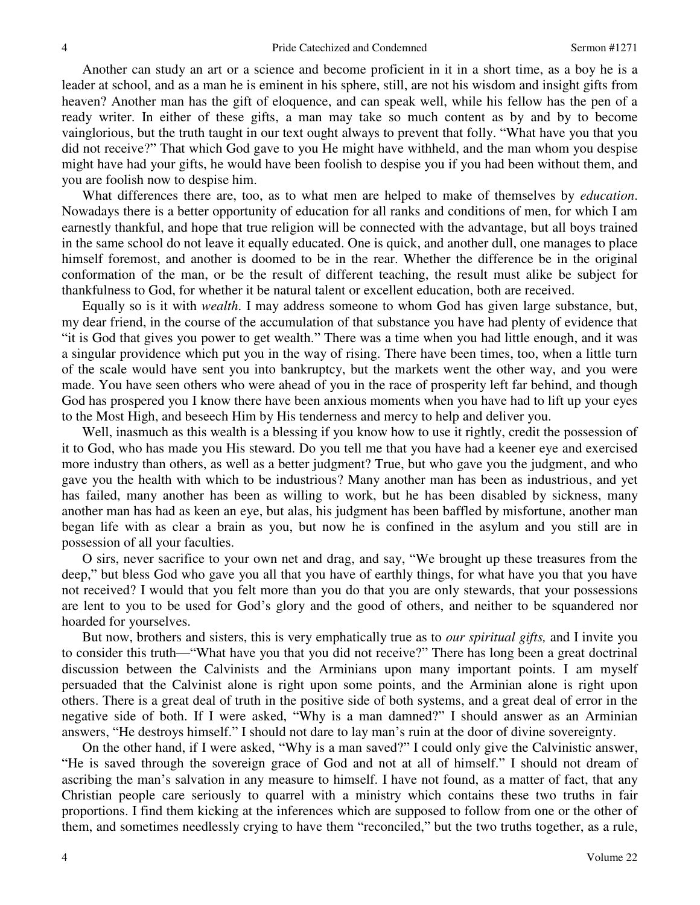Another can study an art or a science and become proficient in it in a short time, as a boy he is a leader at school, and as a man he is eminent in his sphere, still, are not his wisdom and insight gifts from heaven? Another man has the gift of eloquence, and can speak well, while his fellow has the pen of a ready writer. In either of these gifts, a man may take so much content as by and by to become vainglorious, but the truth taught in our text ought always to prevent that folly. "What have you that you did not receive?" That which God gave to you He might have withheld, and the man whom you despise might have had your gifts, he would have been foolish to despise you if you had been without them, and you are foolish now to despise him.

What differences there are, too, as to what men are helped to make of themselves by *education*. Nowadays there is a better opportunity of education for all ranks and conditions of men, for which I am earnestly thankful, and hope that true religion will be connected with the advantage, but all boys trained in the same school do not leave it equally educated. One is quick, and another dull, one manages to place himself foremost, and another is doomed to be in the rear. Whether the difference be in the original conformation of the man, or be the result of different teaching, the result must alike be subject for thankfulness to God, for whether it be natural talent or excellent education, both are received.

Equally so is it with *wealth*. I may address someone to whom God has given large substance, but, my dear friend, in the course of the accumulation of that substance you have had plenty of evidence that "it is God that gives you power to get wealth." There was a time when you had little enough, and it was a singular providence which put you in the way of rising. There have been times, too, when a little turn of the scale would have sent you into bankruptcy, but the markets went the other way, and you were made. You have seen others who were ahead of you in the race of prosperity left far behind, and though God has prospered you I know there have been anxious moments when you have had to lift up your eyes to the Most High, and beseech Him by His tenderness and mercy to help and deliver you.

Well, inasmuch as this wealth is a blessing if you know how to use it rightly, credit the possession of it to God, who has made you His steward. Do you tell me that you have had a keener eye and exercised more industry than others, as well as a better judgment? True, but who gave you the judgment, and who gave you the health with which to be industrious? Many another man has been as industrious, and yet has failed, many another has been as willing to work, but he has been disabled by sickness, many another man has had as keen an eye, but alas, his judgment has been baffled by misfortune, another man began life with as clear a brain as you, but now he is confined in the asylum and you still are in possession of all your faculties.

O sirs, never sacrifice to your own net and drag, and say, "We brought up these treasures from the deep," but bless God who gave you all that you have of earthly things, for what have you that you have not received? I would that you felt more than you do that you are only stewards, that your possessions are lent to you to be used for God's glory and the good of others, and neither to be squandered nor hoarded for yourselves.

But now, brothers and sisters, this is very emphatically true as to *our spiritual gifts,* and I invite you to consider this truth—"What have you that you did not receive?" There has long been a great doctrinal discussion between the Calvinists and the Arminians upon many important points. I am myself persuaded that the Calvinist alone is right upon some points, and the Arminian alone is right upon others. There is a great deal of truth in the positive side of both systems, and a great deal of error in the negative side of both. If I were asked, "Why is a man damned?" I should answer as an Arminian answers, "He destroys himself." I should not dare to lay man's ruin at the door of divine sovereignty.

On the other hand, if I were asked, "Why is a man saved?" I could only give the Calvinistic answer, "He is saved through the sovereign grace of God and not at all of himself." I should not dream of ascribing the man's salvation in any measure to himself. I have not found, as a matter of fact, that any Christian people care seriously to quarrel with a ministry which contains these two truths in fair proportions. I find them kicking at the inferences which are supposed to follow from one or the other of them, and sometimes needlessly crying to have them "reconciled," but the two truths together, as a rule,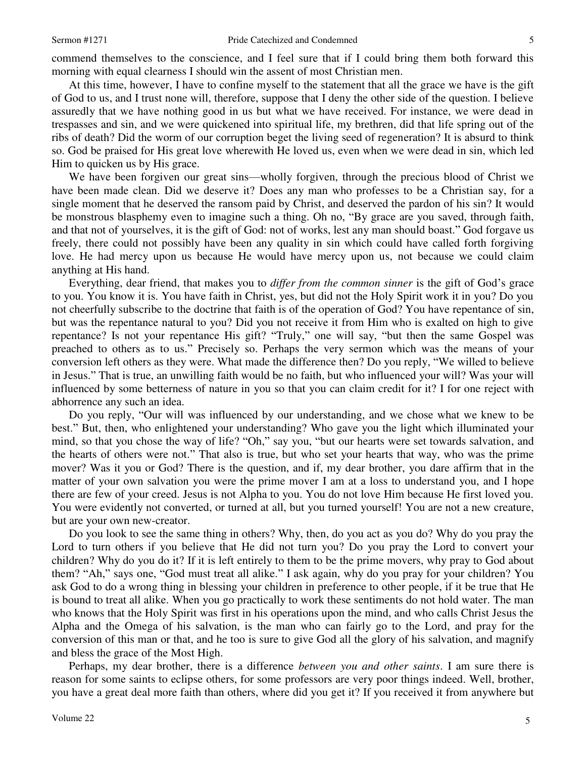commend themselves to the conscience, and I feel sure that if I could bring them both forward this morning with equal clearness I should win the assent of most Christian men.

At this time, however, I have to confine myself to the statement that all the grace we have is the gift of God to us, and I trust none will, therefore, suppose that I deny the other side of the question. I believe assuredly that we have nothing good in us but what we have received. For instance, we were dead in trespasses and sin, and we were quickened into spiritual life, my brethren, did that life spring out of the ribs of death? Did the worm of our corruption beget the living seed of regeneration? It is absurd to think so. God be praised for His great love wherewith He loved us, even when we were dead in sin, which led Him to quicken us by His grace.

We have been forgiven our great sins—wholly forgiven, through the precious blood of Christ we have been made clean. Did we deserve it? Does any man who professes to be a Christian say, for a single moment that he deserved the ransom paid by Christ, and deserved the pardon of his sin? It would be monstrous blasphemy even to imagine such a thing. Oh no, "By grace are you saved, through faith, and that not of yourselves, it is the gift of God: not of works, lest any man should boast." God forgave us freely, there could not possibly have been any quality in sin which could have called forth forgiving love. He had mercy upon us because He would have mercy upon us, not because we could claim anything at His hand.

Everything, dear friend, that makes you to *differ from the common sinner* is the gift of God's grace to you. You know it is. You have faith in Christ, yes, but did not the Holy Spirit work it in you? Do you not cheerfully subscribe to the doctrine that faith is of the operation of God? You have repentance of sin, but was the repentance natural to you? Did you not receive it from Him who is exalted on high to give repentance? Is not your repentance His gift? "Truly," one will say, "but then the same Gospel was preached to others as to us." Precisely so. Perhaps the very sermon which was the means of your conversion left others as they were. What made the difference then? Do you reply, "We willed to believe in Jesus." That is true, an unwilling faith would be no faith, but who influenced your will? Was your will influenced by some betterness of nature in you so that you can claim credit for it? I for one reject with abhorrence any such an idea.

Do you reply, "Our will was influenced by our understanding, and we chose what we knew to be best." But, then, who enlightened your understanding? Who gave you the light which illuminated your mind, so that you chose the way of life? "Oh," say you, "but our hearts were set towards salvation, and the hearts of others were not." That also is true, but who set your hearts that way, who was the prime mover? Was it you or God? There is the question, and if, my dear brother, you dare affirm that in the matter of your own salvation you were the prime mover I am at a loss to understand you, and I hope there are few of your creed. Jesus is not Alpha to you. You do not love Him because He first loved you. You were evidently not converted, or turned at all, but you turned yourself! You are not a new creature, but are your own new-creator.

Do you look to see the same thing in others? Why, then, do you act as you do? Why do you pray the Lord to turn others if you believe that He did not turn you? Do you pray the Lord to convert your children? Why do you do it? If it is left entirely to them to be the prime movers, why pray to God about them? "Ah," says one, "God must treat all alike." I ask again, why do you pray for your children? You ask God to do a wrong thing in blessing your children in preference to other people, if it be true that He is bound to treat all alike. When you go practically to work these sentiments do not hold water. The man who knows that the Holy Spirit was first in his operations upon the mind, and who calls Christ Jesus the Alpha and the Omega of his salvation, is the man who can fairly go to the Lord, and pray for the conversion of this man or that, and he too is sure to give God all the glory of his salvation, and magnify and bless the grace of the Most High.

Perhaps, my dear brother, there is a difference *between you and other saints*. I am sure there is reason for some saints to eclipse others, for some professors are very poor things indeed. Well, brother, you have a great deal more faith than others, where did you get it? If you received it from anywhere but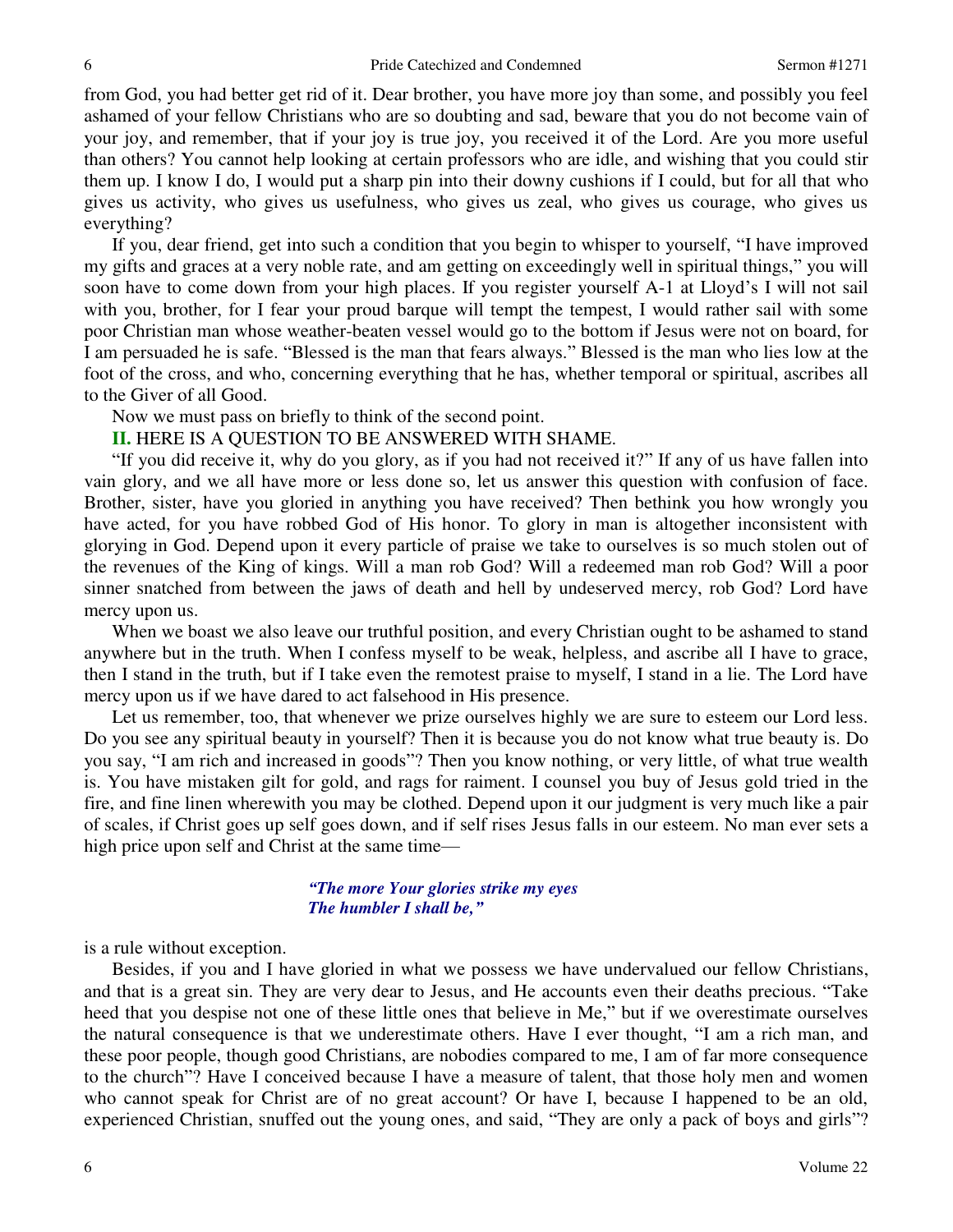from God, you had better get rid of it. Dear brother, you have more joy than some, and possibly you feel ashamed of your fellow Christians who are so doubting and sad, beware that you do not become vain of your joy, and remember, that if your joy is true joy, you received it of the Lord. Are you more useful than others? You cannot help looking at certain professors who are idle, and wishing that you could stir them up. I know I do, I would put a sharp pin into their downy cushions if I could, but for all that who gives us activity, who gives us usefulness, who gives us zeal, who gives us courage, who gives us everything?

If you, dear friend, get into such a condition that you begin to whisper to yourself, "I have improved my gifts and graces at a very noble rate, and am getting on exceedingly well in spiritual things," you will soon have to come down from your high places. If you register yourself A-1 at Lloyd's I will not sail with you, brother, for I fear your proud barque will tempt the tempest, I would rather sail with some poor Christian man whose weather-beaten vessel would go to the bottom if Jesus were not on board, for I am persuaded he is safe. "Blessed is the man that fears always." Blessed is the man who lies low at the foot of the cross, and who, concerning everything that he has, whether temporal or spiritual, ascribes all to the Giver of all Good.

Now we must pass on briefly to think of the second point.

**II.** HERE IS A QUESTION TO BE ANSWERED WITH SHAME.

"If you did receive it, why do you glory, as if you had not received it?" If any of us have fallen into vain glory, and we all have more or less done so, let us answer this question with confusion of face. Brother, sister, have you gloried in anything you have received? Then bethink you how wrongly you have acted, for you have robbed God of His honor. To glory in man is altogether inconsistent with glorying in God. Depend upon it every particle of praise we take to ourselves is so much stolen out of the revenues of the King of kings. Will a man rob God? Will a redeemed man rob God? Will a poor sinner snatched from between the jaws of death and hell by undeserved mercy, rob God? Lord have mercy upon us.

When we boast we also leave our truthful position, and every Christian ought to be ashamed to stand anywhere but in the truth. When I confess myself to be weak, helpless, and ascribe all I have to grace, then I stand in the truth, but if I take even the remotest praise to myself, I stand in a lie. The Lord have mercy upon us if we have dared to act falsehood in His presence.

Let us remember, too, that whenever we prize ourselves highly we are sure to esteem our Lord less. Do you see any spiritual beauty in yourself? Then it is because you do not know what true beauty is. Do you say, "I am rich and increased in goods"? Then you know nothing, or very little, of what true wealth is. You have mistaken gilt for gold, and rags for raiment. I counsel you buy of Jesus gold tried in the fire, and fine linen wherewith you may be clothed. Depend upon it our judgment is very much like a pair of scales, if Christ goes up self goes down, and if self rises Jesus falls in our esteem. No man ever sets a high price upon self and Christ at the same time—

*"The more Your glories strike my eyes*
*The humbler I shall be,"*

is a rule without exception.

Besides, if you and I have gloried in what we possess we have undervalued our fellow Christians, and that is a great sin. They are very dear to Jesus, and He accounts even their deaths precious. "Take heed that you despise not one of these little ones that believe in Me," but if we overestimate ourselves the natural consequence is that we underestimate others. Have I ever thought, "I am a rich man, and these poor people, though good Christians, are nobodies compared to me, I am of far more consequence to the church"? Have I conceived because I have a measure of talent, that those holy men and women who cannot speak for Christ are of no great account? Or have I, because I happened to be an old, experienced Christian, snuffed out the young ones, and said, "They are only a pack of boys and girls"?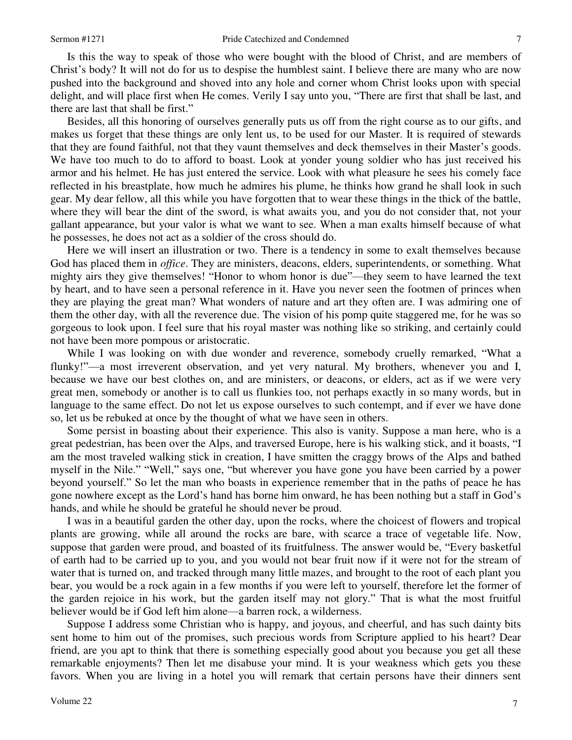Is this the way to speak of those who were bought with the blood of Christ, and are members of Christ's body? It will not do for us to despise the humblest saint. I believe there are many who are now pushed into the background and shoved into any hole and corner whom Christ looks upon with special delight, and will place first when He comes. Verily I say unto you, "There are first that shall be last, and there are last that shall be first."

Besides, all this honoring of ourselves generally puts us off from the right course as to our gifts, and makes us forget that these things are only lent us, to be used for our Master. It is required of stewards that they are found faithful, not that they vaunt themselves and deck themselves in their Master's goods. We have too much to do to afford to boast. Look at yonder young soldier who has just received his armor and his helmet. He has just entered the service. Look with what pleasure he sees his comely face reflected in his breastplate, how much he admires his plume, he thinks how grand he shall look in such gear. My dear fellow, all this while you have forgotten that to wear these things in the thick of the battle, where they will bear the dint of the sword, is what awaits you, and you do not consider that, not your gallant appearance, but your valor is what we want to see. When a man exalts himself because of what he possesses, he does not act as a soldier of the cross should do.

Here we will insert an illustration or two. There is a tendency in some to exalt themselves because God has placed them in *office*. They are ministers, deacons, elders, superintendents, or something. What mighty airs they give themselves! "Honor to whom honor is due"—they seem to have learned the text by heart, and to have seen a personal reference in it. Have you never seen the footmen of princes when they are playing the great man? What wonders of nature and art they often are. I was admiring one of them the other day, with all the reverence due. The vision of his pomp quite staggered me, for he was so gorgeous to look upon. I feel sure that his royal master was nothing like so striking, and certainly could not have been more pompous or aristocratic.

While I was looking on with due wonder and reverence, somebody cruelly remarked, "What a flunky!"—a most irreverent observation, and yet very natural. My brothers, whenever you and I, because we have our best clothes on, and are ministers, or deacons, or elders, act as if we were very great men, somebody or another is to call us flunkies too, not perhaps exactly in so many words, but in language to the same effect. Do not let us expose ourselves to such contempt, and if ever we have done so, let us be rebuked at once by the thought of what we have seen in others.

Some persist in boasting about their experience. This also is vanity. Suppose a man here, who is a great pedestrian, has been over the Alps, and traversed Europe, here is his walking stick, and it boasts, "I am the most traveled walking stick in creation, I have smitten the craggy brows of the Alps and bathed myself in the Nile." "Well," says one, "but wherever you have gone you have been carried by a power beyond yourself." So let the man who boasts in experience remember that in the paths of peace he has gone nowhere except as the Lord's hand has borne him onward, he has been nothing but a staff in God's hands, and while he should be grateful he should never be proud.

I was in a beautiful garden the other day, upon the rocks, where the choicest of flowers and tropical plants are growing, while all around the rocks are bare, with scarce a trace of vegetable life. Now, suppose that garden were proud, and boasted of its fruitfulness. The answer would be, "Every basketful of earth had to be carried up to you, and you would not bear fruit now if it were not for the stream of water that is turned on, and tracked through many little mazes, and brought to the root of each plant you bear, you would be a rock again in a few months if you were left to yourself, therefore let the former of the garden rejoice in his work, but the garden itself may not glory." That is what the most fruitful believer would be if God left him alone—a barren rock, a wilderness.

Suppose I address some Christian who is happy, and joyous, and cheerful, and has such dainty bits sent home to him out of the promises, such precious words from Scripture applied to his heart? Dear friend, are you apt to think that there is something especially good about you because you get all these remarkable enjoyments? Then let me disabuse your mind. It is your weakness which gets you these favors. When you are living in a hotel you will remark that certain persons have their dinners sent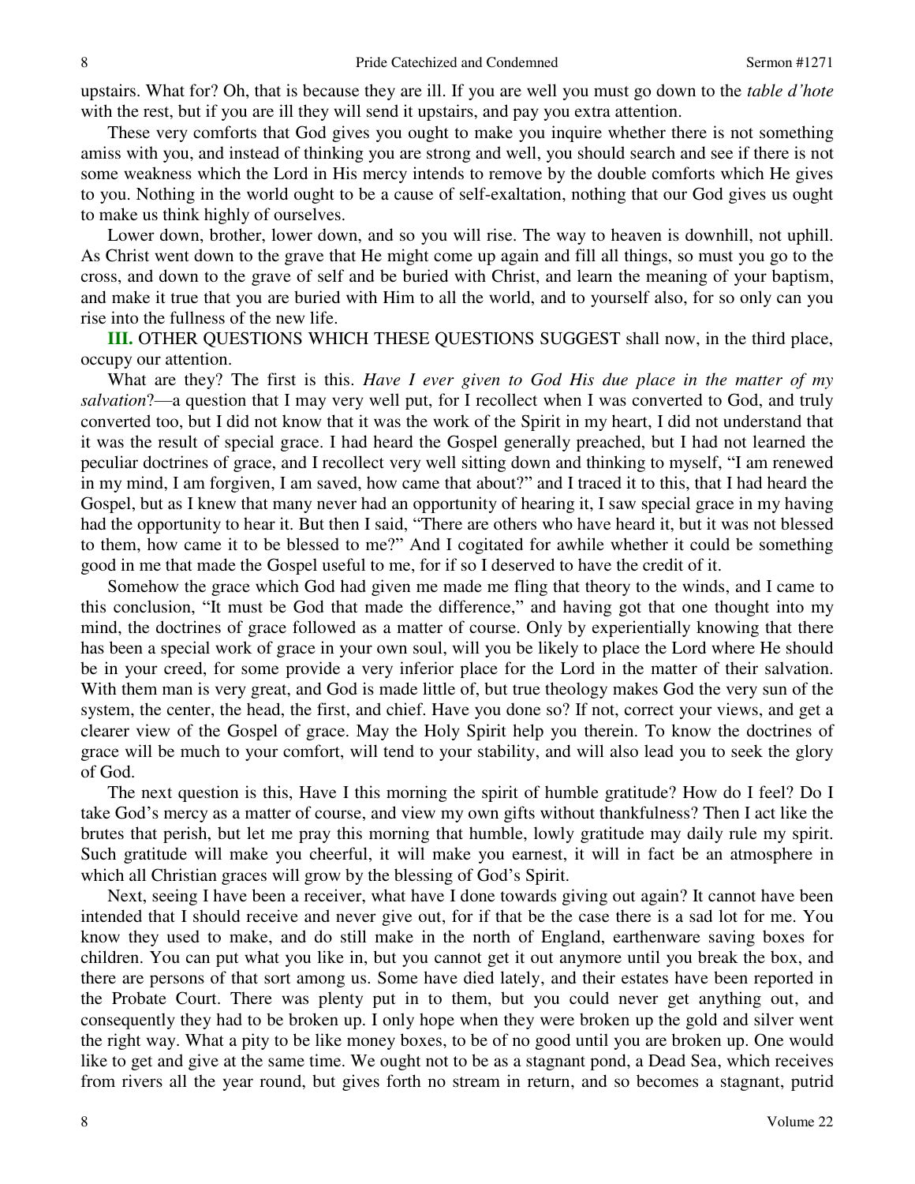upstairs. What for? Oh, that is because they are ill. If you are well you must go down to the *table d'hote* with the rest, but if you are ill they will send it upstairs, and pay you extra attention.

These very comforts that God gives you ought to make you inquire whether there is not something amiss with you, and instead of thinking you are strong and well, you should search and see if there is not some weakness which the Lord in His mercy intends to remove by the double comforts which He gives to you. Nothing in the world ought to be a cause of self-exaltation, nothing that our God gives us ought to make us think highly of ourselves.

Lower down, brother, lower down, and so you will rise. The way to heaven is downhill, not uphill. As Christ went down to the grave that He might come up again and fill all things, so must you go to the cross, and down to the grave of self and be buried with Christ, and learn the meaning of your baptism, and make it true that you are buried with Him to all the world, and to yourself also, for so only can you rise into the fullness of the new life.

**III.** OTHER QUESTIONS WHICH THESE QUESTIONS SUGGEST shall now, in the third place, occupy our attention.

What are they? The first is this. *Have I ever given to God His due place in the matter of my salvation*?—a question that I may very well put, for I recollect when I was converted to God, and truly converted too, but I did not know that it was the work of the Spirit in my heart, I did not understand that it was the result of special grace. I had heard the Gospel generally preached, but I had not learned the peculiar doctrines of grace, and I recollect very well sitting down and thinking to myself, "I am renewed in my mind, I am forgiven, I am saved, how came that about?" and I traced it to this, that I had heard the Gospel, but as I knew that many never had an opportunity of hearing it, I saw special grace in my having had the opportunity to hear it. But then I said, "There are others who have heard it, but it was not blessed to them, how came it to be blessed to me?" And I cogitated for awhile whether it could be something good in me that made the Gospel useful to me, for if so I deserved to have the credit of it.

Somehow the grace which God had given me made me fling that theory to the winds, and I came to this conclusion, "It must be God that made the difference," and having got that one thought into my mind, the doctrines of grace followed as a matter of course. Only by experientially knowing that there has been a special work of grace in your own soul, will you be likely to place the Lord where He should be in your creed, for some provide a very inferior place for the Lord in the matter of their salvation. With them man is very great, and God is made little of, but true theology makes God the very sun of the system, the center, the head, the first, and chief. Have you done so? If not, correct your views, and get a clearer view of the Gospel of grace. May the Holy Spirit help you therein. To know the doctrines of grace will be much to your comfort, will tend to your stability, and will also lead you to seek the glory of God.

The next question is this, Have I this morning the spirit of humble gratitude? How do I feel? Do I take God's mercy as a matter of course, and view my own gifts without thankfulness? Then I act like the brutes that perish, but let me pray this morning that humble, lowly gratitude may daily rule my spirit. Such gratitude will make you cheerful, it will make you earnest, it will in fact be an atmosphere in which all Christian graces will grow by the blessing of God's Spirit.

Next, seeing I have been a receiver, what have I done towards giving out again? It cannot have been intended that I should receive and never give out, for if that be the case there is a sad lot for me. You know they used to make, and do still make in the north of England, earthenware saving boxes for children. You can put what you like in, but you cannot get it out anymore until you break the box, and there are persons of that sort among us. Some have died lately, and their estates have been reported in the Probate Court. There was plenty put in to them, but you could never get anything out, and consequently they had to be broken up. I only hope when they were broken up the gold and silver went the right way. What a pity to be like money boxes, to be of no good until you are broken up. One would like to get and give at the same time. We ought not to be as a stagnant pond, a Dead Sea, which receives from rivers all the year round, but gives forth no stream in return, and so becomes a stagnant, putrid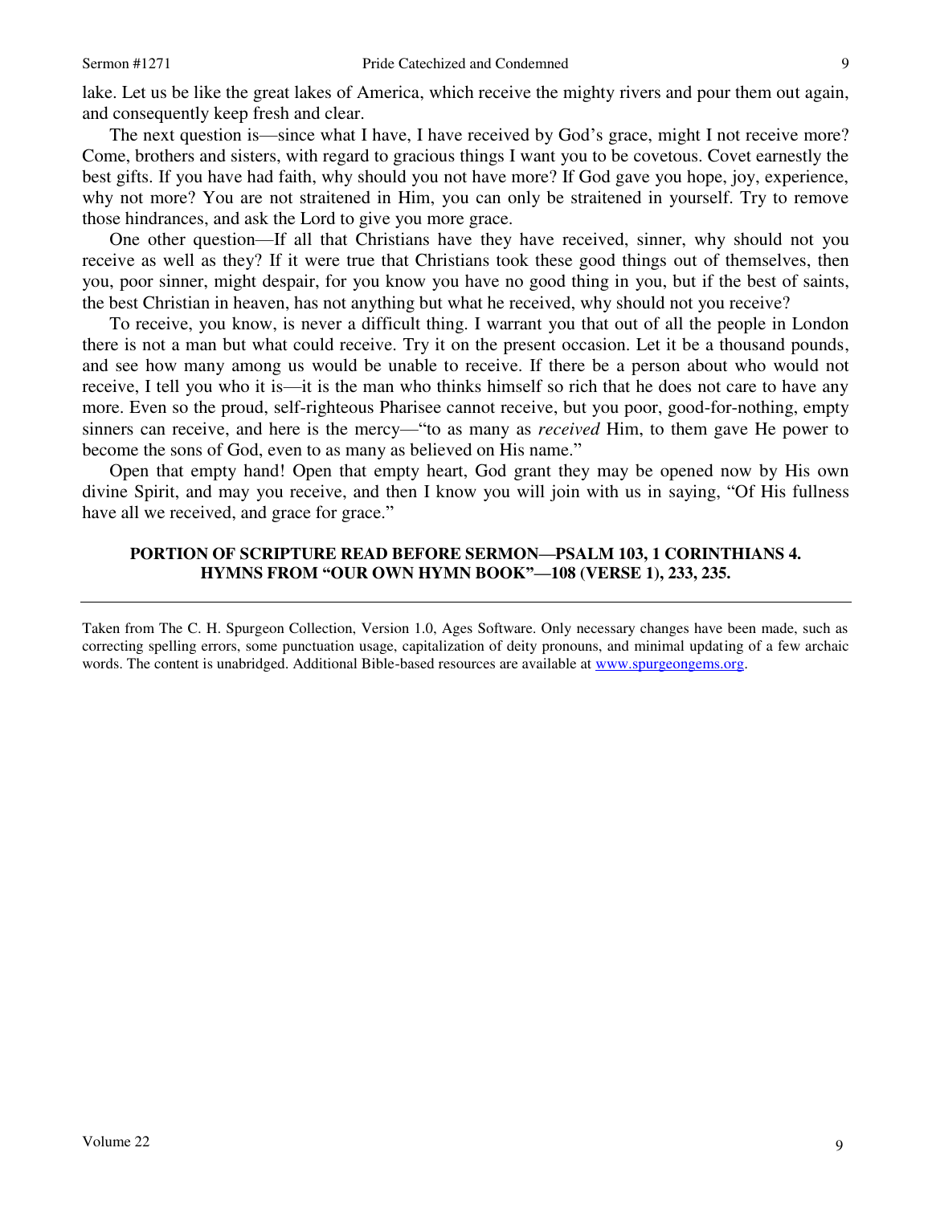lake. Let us be like the great lakes of America, which receive the mighty rivers and pour them out again, and consequently keep fresh and clear.

The next question is—since what I have, I have received by God's grace, might I not receive more? Come, brothers and sisters, with regard to gracious things I want you to be covetous. Covet earnestly the best gifts. If you have had faith, why should you not have more? If God gave you hope, joy, experience, why not more? You are not straitened in Him, you can only be straitened in yourself. Try to remove those hindrances, and ask the Lord to give you more grace.

One other question—If all that Christians have they have received, sinner, why should not you receive as well as they? If it were true that Christians took these good things out of themselves, then you, poor sinner, might despair, for you know you have no good thing in you, but if the best of saints, the best Christian in heaven, has not anything but what he received, why should not you receive?

To receive, you know, is never a difficult thing. I warrant you that out of all the people in London there is not a man but what could receive. Try it on the present occasion. Let it be a thousand pounds, and see how many among us would be unable to receive. If there be a person about who would not receive, I tell you who it is—it is the man who thinks himself so rich that he does not care to have any more. Even so the proud, self-righteous Pharisee cannot receive, but you poor, good-for-nothing, empty sinners can receive, and here is the mercy—"to as many as *received* Him, to them gave He power to become the sons of God, even to as many as believed on His name."

Open that empty hand! Open that empty heart, God grant they may be opened now by His own divine Spirit, and may you receive, and then I know you will join with us in saying, "Of His fullness have all we received, and grace for grace."

**PORTION OF SCRIPTURE READ BEFORE SERMON—PSALM 103, 1 CORINTHIANS 4.**
**HYMNS FROM "OUR OWN HYMN BOOK"—108 (VERSE 1), 233, 235.**

---

Taken from The C. H. Spurgeon Collection, Version 1.0, Ages Software. Only necessary changes have been made, such as correcting spelling errors, some punctuation usage, capitalization of deity pronouns, and minimal updating of a few archaic words. The content is unabridged. Additional Bible-based resources are available at www.spurgeongems.org.